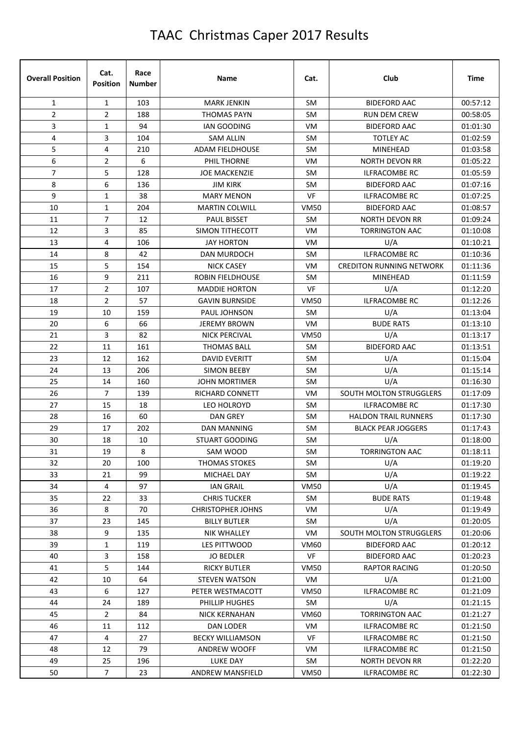# TAAC Christmas Caper 2017 Results

| Overall Position | Cat. Position | Race Number | Name | Cat. | Club | Time |
|---|---|---|---|---|---|---|
| 1 | 1 | 103 | MARK JENKIN | SM | BIDEFORD AAC | 00:57:12 |
| 2 | 2 | 188 | THOMAS PAYN | SM | RUN DEM CREW | 00:58:05 |
| 3 | 1 | 94 | IAN GOODING | VM | BIDEFORD AAC | 01:01:30 |
| 4 | 3 | 104 | SAM ALLIN | SM | TOTLEY AC | 01:02:59 |
| 5 | 4 | 210 | ADAM FIELDHOUSE | SM | MINEHEAD | 01:03:58 |
| 6 | 2 | 6 | PHIL THORNE | VM | NORTH DEVON RR | 01:05:22 |
| 7 | 5 | 128 | JOE MACKENZIE | SM | ILFRACOMBE RC | 01:05:59 |
| 8 | 6 | 136 | JIM KIRK | SM | BIDEFORD AAC | 01:07:16 |
| 9 | 1 | 38 | MARY MENON | VF | ILFRACOMBE RC | 01:07:25 |
| 10 | 1 | 204 | MARTIN COLWILL | VM50 | BIDEFORD AAC | 01:08:57 |
| 11 | 7 | 12 | PAUL BISSET | SM | NORTH DEVON RR | 01:09:24 |
| 12 | 3 | 85 | SIMON TITHECOTT | VM | TORRINGTON AAC | 01:10:08 |
| 13 | 4 | 106 | JAY HORTON | VM | U/A | 01:10:21 |
| 14 | 8 | 42 | DAN MURDOCH | SM | ILFRACOMBE RC | 01:10:36 |
| 15 | 5 | 154 | NICK CASEY | VM | CREDITON RUNNING NETWORK | 01:11:36 |
| 16 | 9 | 211 | ROBIN FIELDHOUSE | SM | MINEHEAD | 01:11:59 |
| 17 | 2 | 107 | MADDIE HORTON | VF | U/A | 01:12:20 |
| 18 | 2 | 57 | GAVIN BURNSIDE | VM50 | ILFRACOMBE RC | 01:12:26 |
| 19 | 10 | 159 | PAUL JOHNSON | SM | U/A | 01:13:04 |
| 20 | 6 | 66 | JEREMY BROWN | VM | BUDE RATS | 01:13:10 |
| 21 | 3 | 82 | NICK PERCIVAL | VM50 | U/A | 01:13:17 |
| 22 | 11 | 161 | THOMAS BALL | SM | BIDEFORD AAC | 01:13:51 |
| 23 | 12 | 162 | DAVID EVERITT | SM | U/A | 01:15:04 |
| 24 | 13 | 206 | SIMON BEEBY | SM | U/A | 01:15:14 |
| 25 | 14 | 160 | JOHN MORTIMER | SM | U/A | 01:16:30 |
| 26 | 7 | 139 | RICHARD CONNETT | VM | SOUTH MOLTON STRUGGLERS | 01:17:09 |
| 27 | 15 | 18 | LEO HOLROYD | SM | ILFRACOMBE RC | 01:17:30 |
| 28 | 16 | 60 | DAN GREY | SM | HALDON TRAIL RUNNERS | 01:17:30 |
| 29 | 17 | 202 | DAN MANNING | SM | BLACK PEAR JOGGERS | 01:17:43 |
| 30 | 18 | 10 | STUART GOODING | SM | U/A | 01:18:00 |
| 31 | 19 | 8 | SAM WOOD | SM | TORRINGTON AAC | 01:18:11 |
| 32 | 20 | 100 | THOMAS STOKES | SM | U/A | 01:19:20 |
| 33 | 21 | 99 | MICHAEL DAY | SM | U/A | 01:19:22 |
| 34 | 4 | 97 | IAN GRAIL | VM50 | U/A | 01:19:45 |
| 35 | 22 | 33 | CHRIS TUCKER | SM | BUDE RATS | 01:19:48 |
| 36 | 8 | 70 | CHRISTOPHER JOHNS | VM | U/A | 01:19:49 |
| 37 | 23 | 145 | BILLY BUTLER | SM | U/A | 01:20:05 |
| 38 | 9 | 135 | NIK WHALLEY | VM | SOUTH MOLTON STRUGGLERS | 01:20:06 |
| 39 | 1 | 119 | LES PITTWOOD | VM60 | BIDEFORD AAC | 01:20:12 |
| 40 | 3 | 158 | JO BEDLER | VF | BIDEFORD AAC | 01:20:23 |
| 41 | 5 | 144 | RICKY BUTLER | VM50 | RAPTOR RACING | 01:20:50 |
| 42 | 10 | 64 | STEVEN WATSON | VM | U/A | 01:21:00 |
| 43 | 6 | 127 | PETER WESTMACOTT | VM50 | ILFRACOMBE RC | 01:21:09 |
| 44 | 24 | 189 | PHILLIP HUGHES | SM | U/A | 01:21:15 |
| 45 | 2 | 84 | NICK KERNAHAN | VM60 | TORRINGTON AAC | 01:21:27 |
| 46 | 11 | 112 | DAN LODER | VM | ILFRACOMBE RC | 01:21:50 |
| 47 | 4 | 27 | BECKY WILLIAMSON | VF | ILFRACOMBE RC | 01:21:50 |
| 48 | 12 | 79 | ANDREW WOOFF | VM | ILFRACOMBE RC | 01:21:50 |
| 49 | 25 | 196 | LUKE DAY | SM | NORTH DEVON RR | 01:22:20 |
| 50 | 7 | 23 | ANDREW MANSFIELD | VM50 | ILFRACOMBE RC | 01:22:30 |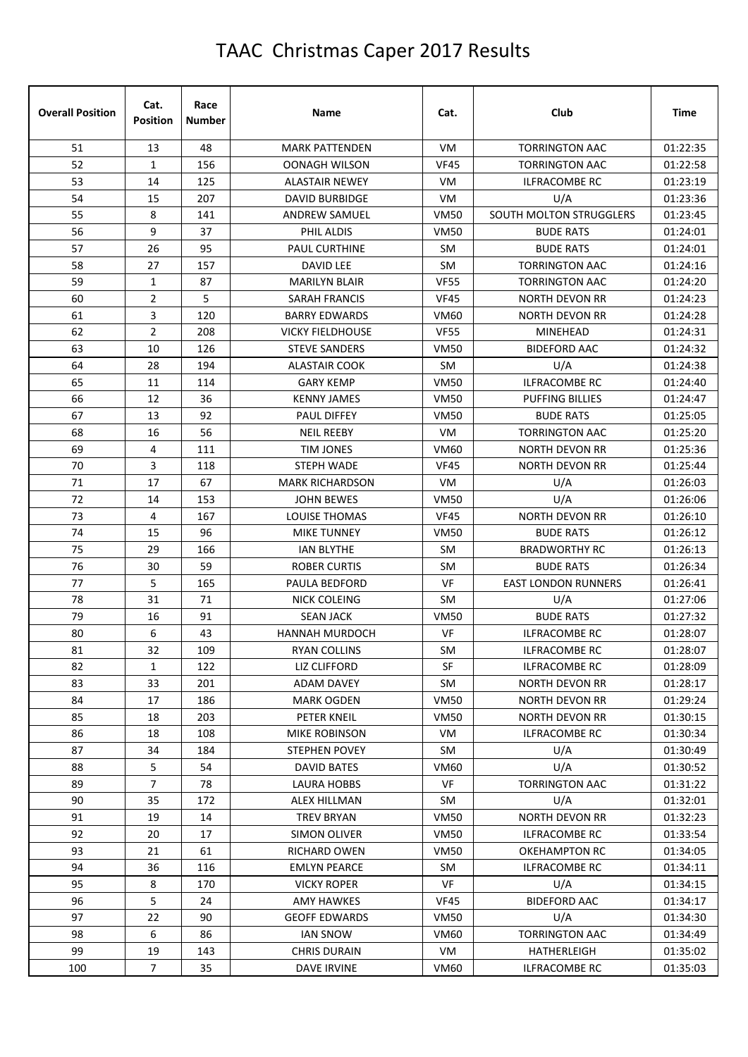# TAAC Christmas Caper 2017 Results

| Overall Position | Cat. Position | Race Number | Name | Cat. | Club | Time |
|---|---|---|---|---|---|---|
| 51 | 13 | 48 | MARK PATTENDEN | VM | TORRINGTON AAC | 01:22:35 |
| 52 | 1 | 156 | OONAGH WILSON | VF45 | TORRINGTON AAC | 01:22:58 |
| 53 | 14 | 125 | ALASTAIR NEWEY | VM | ILFRACOMBE RC | 01:23:19 |
| 54 | 15 | 207 | DAVID BURBIDGE | VM | U/A | 01:23:36 |
| 55 | 8 | 141 | ANDREW SAMUEL | VM50 | SOUTH MOLTON STRUGGLERS | 01:23:45 |
| 56 | 9 | 37 | PHIL ALDIS | VM50 | BUDE RATS | 01:24:01 |
| 57 | 26 | 95 | PAUL CURTHINE | SM | BUDE RATS | 01:24:01 |
| 58 | 27 | 157 | DAVID LEE | SM | TORRINGTON AAC | 01:24:16 |
| 59 | 1 | 87 | MARILYN BLAIR | VF55 | TORRINGTON AAC | 01:24:20 |
| 60 | 2 | 5 | SARAH FRANCIS | VF45 | NORTH DEVON RR | 01:24:23 |
| 61 | 3 | 120 | BARRY EDWARDS | VM60 | NORTH DEVON RR | 01:24:28 |
| 62 | 2 | 208 | VICKY FIELDHOUSE | VF55 | MINEHEAD | 01:24:31 |
| 63 | 10 | 126 | STEVE SANDERS | VM50 | BIDEFORD AAC | 01:24:32 |
| 64 | 28 | 194 | ALASTAIR COOK | SM | U/A | 01:24:38 |
| 65 | 11 | 114 | GARY KEMP | VM50 | ILFRACOMBE RC | 01:24:40 |
| 66 | 12 | 36 | KENNY JAMES | VM50 | PUFFING BILLIES | 01:24:47 |
| 67 | 13 | 92 | PAUL DIFFEY | VM50 | BUDE RATS | 01:25:05 |
| 68 | 16 | 56 | NEIL REEBY | VM | TORRINGTON AAC | 01:25:20 |
| 69 | 4 | 111 | TIM JONES | VM60 | NORTH DEVON RR | 01:25:36 |
| 70 | 3 | 118 | STEPH WADE | VF45 | NORTH DEVON RR | 01:25:44 |
| 71 | 17 | 67 | MARK RICHARDSON | VM | U/A | 01:26:03 |
| 72 | 14 | 153 | JOHN BEWES | VM50 | U/A | 01:26:06 |
| 73 | 4 | 167 | LOUISE THOMAS | VF45 | NORTH DEVON RR | 01:26:10 |
| 74 | 15 | 96 | MIKE TUNNEY | VM50 | BUDE RATS | 01:26:12 |
| 75 | 29 | 166 | IAN BLYTHE | SM | BRADWORTHY RC | 01:26:13 |
| 76 | 30 | 59 | ROBER CURTIS | SM | BUDE RATS | 01:26:34 |
| 77 | 5 | 165 | PAULA BEDFORD | VF | EAST LONDON RUNNERS | 01:26:41 |
| 78 | 31 | 71 | NICK COLEING | SM | U/A | 01:27:06 |
| 79 | 16 | 91 | SEAN JACK | VM50 | BUDE RATS | 01:27:32 |
| 80 | 6 | 43 | HANNAH MURDOCH | VF | ILFRACOMBE RC | 01:28:07 |
| 81 | 32 | 109 | RYAN COLLINS | SM | ILFRACOMBE RC | 01:28:07 |
| 82 | 1 | 122 | LIZ CLIFFORD | SF | ILFRACOMBE RC | 01:28:09 |
| 83 | 33 | 201 | ADAM DAVEY | SM | NORTH DEVON RR | 01:28:17 |
| 84 | 17 | 186 | MARK OGDEN | VM50 | NORTH DEVON RR | 01:29:24 |
| 85 | 18 | 203 | PETER KNEIL | VM50 | NORTH DEVON RR | 01:30:15 |
| 86 | 18 | 108 | MIKE ROBINSON | VM | ILFRACOMBE RC | 01:30:34 |
| 87 | 34 | 184 | STEPHEN POVEY | SM | U/A | 01:30:49 |
| 88 | 5 | 54 | DAVID BATES | VM60 | U/A | 01:30:52 |
| 89 | 7 | 78 | LAURA HOBBS | VF | TORRINGTON AAC | 01:31:22 |
| 90 | 35 | 172 | ALEX HILLMAN | SM | U/A | 01:32:01 |
| 91 | 19 | 14 | TREV BRYAN | VM50 | NORTH DEVON RR | 01:32:23 |
| 92 | 20 | 17 | SIMON OLIVER | VM50 | ILFRACOMBE RC | 01:33:54 |
| 93 | 21 | 61 | RICHARD OWEN | VM50 | OKEHAMPTON RC | 01:34:05 |
| 94 | 36 | 116 | EMLYN PEARCE | SM | ILFRACOMBE RC | 01:34:11 |
| 95 | 8 | 170 | VICKY ROPER | VF | U/A | 01:34:15 |
| 96 | 5 | 24 | AMY HAWKES | VF45 | BIDEFORD AAC | 01:34:17 |
| 97 | 22 | 90 | GEOFF EDWARDS | VM50 | U/A | 01:34:30 |
| 98 | 6 | 86 | IAN SNOW | VM60 | TORRINGTON AAC | 01:34:49 |
| 99 | 19 | 143 | CHRIS DURAIN | VM | HATHERLEIGH | 01:35:02 |
| 100 | 7 | 35 | DAVE IRVINE | VM60 | ILFRACOMBE RC | 01:35:03 |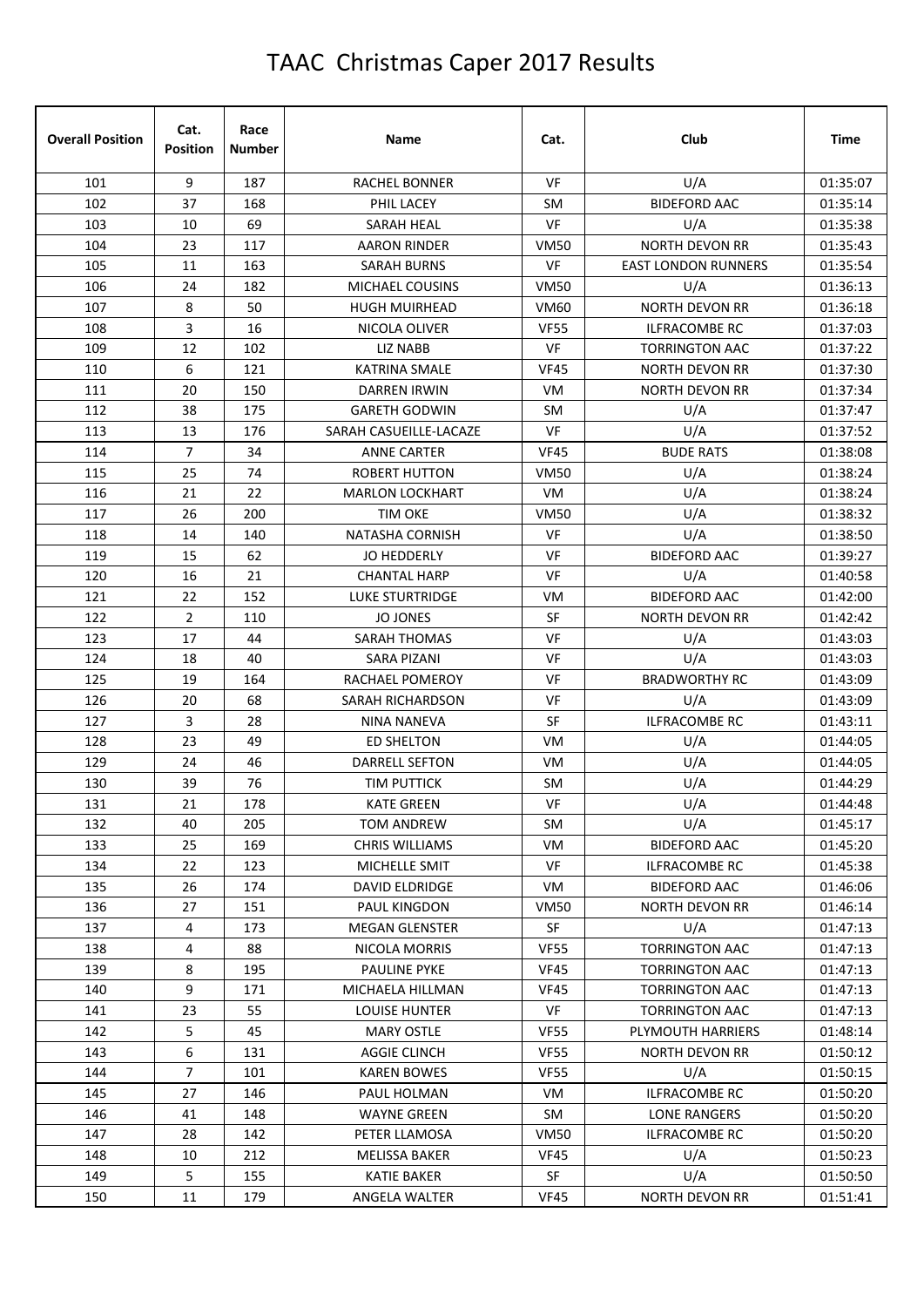# TAAC Christmas Caper 2017 Results

| Overall Position | Cat. Position | Race Number | Name | Cat. | Club | Time |
|---|---|---|---|---|---|---|
| 101 | 9 | 187 | RACHEL BONNER | VF | U/A | 01:35:07 |
| 102 | 37 | 168 | PHIL LACEY | SM | BIDEFORD AAC | 01:35:14 |
| 103 | 10 | 69 | SARAH HEAL | VF | U/A | 01:35:38 |
| 104 | 23 | 117 | AARON RINDER | VM50 | NORTH DEVON RR | 01:35:43 |
| 105 | 11 | 163 | SARAH BURNS | VF | EAST LONDON RUNNERS | 01:35:54 |
| 106 | 24 | 182 | MICHAEL COUSINS | VM50 | U/A | 01:36:13 |
| 107 | 8 | 50 | HUGH MUIRHEAD | VM60 | NORTH DEVON RR | 01:36:18 |
| 108 | 3 | 16 | NICOLA OLIVER | VF55 | ILFRACOMBE RC | 01:37:03 |
| 109 | 12 | 102 | LIZ NABB | VF | TORRINGTON AAC | 01:37:22 |
| 110 | 6 | 121 | KATRINA SMALE | VF45 | NORTH DEVON RR | 01:37:30 |
| 111 | 20 | 150 | DARREN IRWIN | VM | NORTH DEVON RR | 01:37:34 |
| 112 | 38 | 175 | GARETH GODWIN | SM | U/A | 01:37:47 |
| 113 | 13 | 176 | SARAH CASUEILLE-LACAZE | VF | U/A | 01:37:52 |
| 114 | 7 | 34 | ANNE CARTER | VF45 | BUDE RATS | 01:38:08 |
| 115 | 25 | 74 | ROBERT HUTTON | VM50 | U/A | 01:38:24 |
| 116 | 21 | 22 | MARLON LOCKHART | VM | U/A | 01:38:24 |
| 117 | 26 | 200 | TIM OKE | VM50 | U/A | 01:38:32 |
| 118 | 14 | 140 | NATASHA CORNISH | VF | U/A | 01:38:50 |
| 119 | 15 | 62 | JO HEDDERLY | VF | BIDEFORD AAC | 01:39:27 |
| 120 | 16 | 21 | CHANTAL HARP | VF | U/A | 01:40:58 |
| 121 | 22 | 152 | LUKE STURTRIDGE | VM | BIDEFORD AAC | 01:42:00 |
| 122 | 2 | 110 | JO JONES | SF | NORTH DEVON RR | 01:42:42 |
| 123 | 17 | 44 | SARAH THOMAS | VF | U/A | 01:43:03 |
| 124 | 18 | 40 | SARA PIZANI | VF | U/A | 01:43:03 |
| 125 | 19 | 164 | RACHAEL POMEROY | VF | BRADWORTHY RC | 01:43:09 |
| 126 | 20 | 68 | SARAH RICHARDSON | VF | U/A | 01:43:09 |
| 127 | 3 | 28 | NINA NANEVA | SF | ILFRACOMBE RC | 01:43:11 |
| 128 | 23 | 49 | ED SHELTON | VM | U/A | 01:44:05 |
| 129 | 24 | 46 | DARRELL SEFTON | VM | U/A | 01:44:05 |
| 130 | 39 | 76 | TIM PUTTICK | SM | U/A | 01:44:29 |
| 131 | 21 | 178 | KATE GREEN | VF | U/A | 01:44:48 |
| 132 | 40 | 205 | TOM ANDREW | SM | U/A | 01:45:17 |
| 133 | 25 | 169 | CHRIS WILLIAMS | VM | BIDEFORD AAC | 01:45:20 |
| 134 | 22 | 123 | MICHELLE SMIT | VF | ILFRACOMBE RC | 01:45:38 |
| 135 | 26 | 174 | DAVID ELDRIDGE | VM | BIDEFORD AAC | 01:46:06 |
| 136 | 27 | 151 | PAUL KINGDON | VM50 | NORTH DEVON RR | 01:46:14 |
| 137 | 4 | 173 | MEGAN GLENSTER | SF | U/A | 01:47:13 |
| 138 | 4 | 88 | NICOLA MORRIS | VF55 | TORRINGTON AAC | 01:47:13 |
| 139 | 8 | 195 | PAULINE PYKE | VF45 | TORRINGTON AAC | 01:47:13 |
| 140 | 9 | 171 | MICHAELA HILLMAN | VF45 | TORRINGTON AAC | 01:47:13 |
| 141 | 23 | 55 | LOUISE HUNTER | VF | TORRINGTON AAC | 01:47:13 |
| 142 | 5 | 45 | MARY OSTLE | VF55 | PLYMOUTH HARRIERS | 01:48:14 |
| 143 | 6 | 131 | AGGIE CLINCH | VF55 | NORTH DEVON RR | 01:50:12 |
| 144 | 7 | 101 | KAREN BOWES | VF55 | U/A | 01:50:15 |
| 145 | 27 | 146 | PAUL HOLMAN | VM | ILFRACOMBE RC | 01:50:20 |
| 146 | 41 | 148 | WAYNE GREEN | SM | LONE RANGERS | 01:50:20 |
| 147 | 28 | 142 | PETER LLAMOSA | VM50 | ILFRACOMBE RC | 01:50:20 |
| 148 | 10 | 212 | MELISSA BAKER | VF45 | U/A | 01:50:23 |
| 149 | 5 | 155 | KATIE BAKER | SF | U/A | 01:50:50 |
| 150 | 11 | 179 | ANGELA WALTER | VF45 | NORTH DEVON RR | 01:51:41 |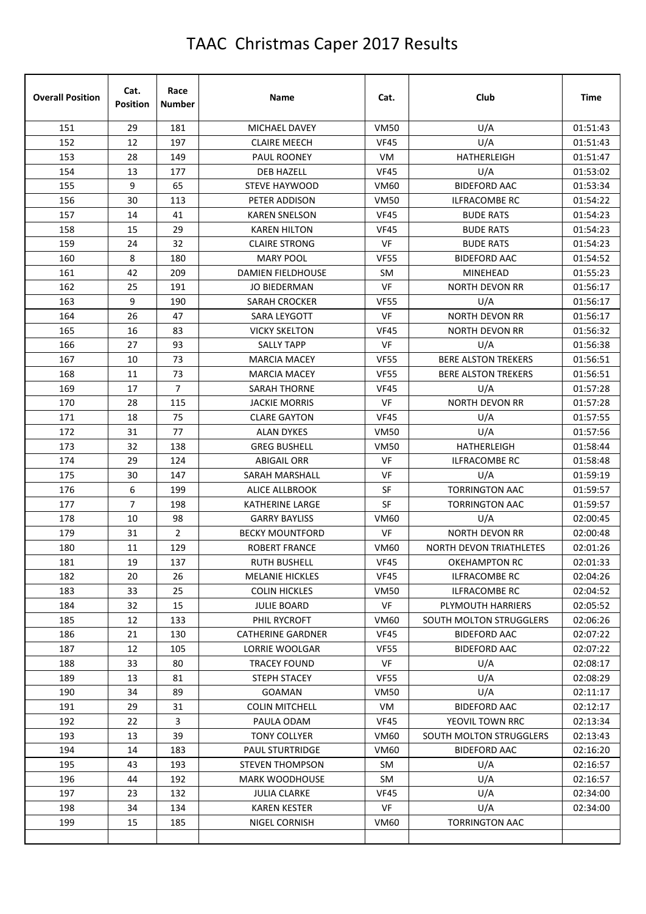# TAAC Christmas Caper 2017 Results

| Overall Position | Cat. Position | Race Number | Name | Cat. | Club | Time |
|---|---|---|---|---|---|---|
| 151 | 29 | 181 | MICHAEL DAVEY | VM50 | U/A | 01:51:43 |
| 152 | 12 | 197 | CLAIRE MEECH | VF45 | U/A | 01:51:43 |
| 153 | 28 | 149 | PAUL ROONEY | VM | HATHERLEIGH | 01:51:47 |
| 154 | 13 | 177 | DEB HAZELL | VF45 | U/A | 01:53:02 |
| 155 | 9 | 65 | STEVE HAYWOOD | VM60 | BIDEFORD AAC | 01:53:34 |
| 156 | 30 | 113 | PETER ADDISON | VM50 | ILFRACOMBE RC | 01:54:22 |
| 157 | 14 | 41 | KAREN SNELSON | VF45 | BUDE RATS | 01:54:23 |
| 158 | 15 | 29 | KAREN HILTON | VF45 | BUDE RATS | 01:54:23 |
| 159 | 24 | 32 | CLAIRE STRONG | VF | BUDE RATS | 01:54:23 |
| 160 | 8 | 180 | MARY POOL | VF55 | BIDEFORD AAC | 01:54:52 |
| 161 | 42 | 209 | DAMIEN FIELDHOUSE | SM | MINEHEAD | 01:55:23 |
| 162 | 25 | 191 | JO BIEDERMAN | VF | NORTH DEVON RR | 01:56:17 |
| 163 | 9 | 190 | SARAH CROCKER | VF55 | U/A | 01:56:17 |
| 164 | 26 | 47 | SARA LEYGOTT | VF | NORTH DEVON RR | 01:56:17 |
| 165 | 16 | 83 | VICKY SKELTON | VF45 | NORTH DEVON RR | 01:56:32 |
| 166 | 27 | 93 | SALLY TAPP | VF | U/A | 01:56:38 |
| 167 | 10 | 73 | MARCIA MACEY | VF55 | BERE ALSTON TREKERS | 01:56:51 |
| 168 | 11 | 73 | MARCIA MACEY | VF55 | BERE ALSTON TREKERS | 01:56:51 |
| 169 | 17 | 7 | SARAH THORNE | VF45 | U/A | 01:57:28 |
| 170 | 28 | 115 | JACKIE MORRIS | VF | NORTH DEVON RR | 01:57:28 |
| 171 | 18 | 75 | CLARE GAYTON | VF45 | U/A | 01:57:55 |
| 172 | 31 | 77 | ALAN DYKES | VM50 | U/A | 01:57:56 |
| 173 | 32 | 138 | GREG BUSHELL | VM50 | HATHERLEIGH | 01:58:44 |
| 174 | 29 | 124 | ABIGAIL ORR | VF | ILFRACOMBE RC | 01:58:48 |
| 175 | 30 | 147 | SARAH MARSHALL | VF | U/A | 01:59:19 |
| 176 | 6 | 199 | ALICE ALLBROOK | SF | TORRINGTON AAC | 01:59:57 |
| 177 | 7 | 198 | KATHERINE LARGE | SF | TORRINGTON AAC | 01:59:57 |
| 178 | 10 | 98 | GARRY BAYLISS | VM60 | U/A | 02:00:45 |
| 179 | 31 | 2 | BECKY MOUNTFORD | VF | NORTH DEVON RR | 02:00:48 |
| 180 | 11 | 129 | ROBERT FRANCE | VM60 | NORTH DEVON TRIATHLETES | 02:01:26 |
| 181 | 19 | 137 | RUTH BUSHELL | VF45 | OKEHAMPTON RC | 02:01:33 |
| 182 | 20 | 26 | MELANIE HICKLES | VF45 | ILFRACOMBE RC | 02:04:26 |
| 183 | 33 | 25 | COLIN HICKLES | VM50 | ILFRACOMBE RC | 02:04:52 |
| 184 | 32 | 15 | JULIE BOARD | VF | PLYMOUTH HARRIERS | 02:05:52 |
| 185 | 12 | 133 | PHIL RYCROFT | VM60 | SOUTH MOLTON STRUGGLERS | 02:06:26 |
| 186 | 21 | 130 | CATHERINE GARDNER | VF45 | BIDEFORD AAC | 02:07:22 |
| 187 | 12 | 105 | LORRIE WOOLGAR | VF55 | BIDEFORD AAC | 02:07:22 |
| 188 | 33 | 80 | TRACEY FOUND | VF | U/A | 02:08:17 |
| 189 | 13 | 81 | STEPH STACEY | VF55 | U/A | 02:08:29 |
| 190 | 34 | 89 | GOAMAN | VM50 | U/A | 02:11:17 |
| 191 | 29 | 31 | COLIN MITCHELL | VM | BIDEFORD AAC | 02:12:17 |
| 192 | 22 | 3 | PAULA ODAM | VF45 | YEOVIL TOWN RRC | 02:13:34 |
| 193 | 13 | 39 | TONY COLLYER | VM60 | SOUTH MOLTON STRUGGLERS | 02:13:43 |
| 194 | 14 | 183 | PAUL STURTRIDGE | VM60 | BIDEFORD AAC | 02:16:20 |
| 195 | 43 | 193 | STEVEN THOMPSON | SM | U/A | 02:16:57 |
| 196 | 44 | 192 | MARK WOODHOUSE | SM | U/A | 02:16:57 |
| 197 | 23 | 132 | JULIA CLARKE | VF45 | U/A | 02:34:00 |
| 198 | 34 | 134 | KAREN KESTER | VF | U/A | 02:34:00 |
| 199 | 15 | 185 | NIGEL CORNISH | VM60 | TORRINGTON AAC | |
| | | | | | | |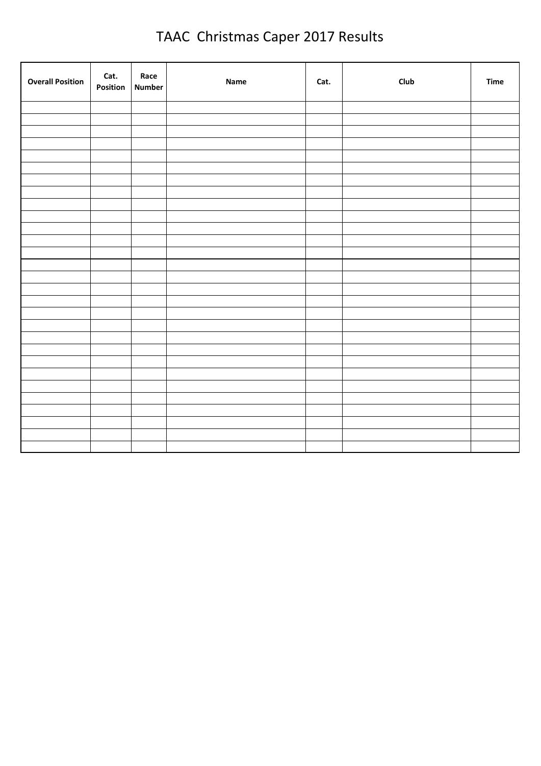# TAAC Christmas Caper 2017 Results

| Overall Position | Cat. Position | Race Number | Name | Cat. | Club | Time |
|---|---|---|---|---|---|---|
| | | | | | | |
| | | | | | | |
| | | | | | | |
| | | | | | | |
| | | | | | | |
| | | | | | | |
| | | | | | | |
| | | | | | | |
| | | | | | | |
| | | | | | | |
| | | | | | | |
| | | | | | | |
| | | | | | | |
| | | | | | | |
| | | | | | | |
| | | | | | | |
| | | | | | | |
| | | | | | | |
| | | | | | | |
| | | | | | | |
| | | | | | | |
| | | | | | | |
| | | | | | | |
| | | | | | | |
| | | | | | | |
| | | | | | | |
| | | | | | | |
| | | | | | | |
| | | | | | | |